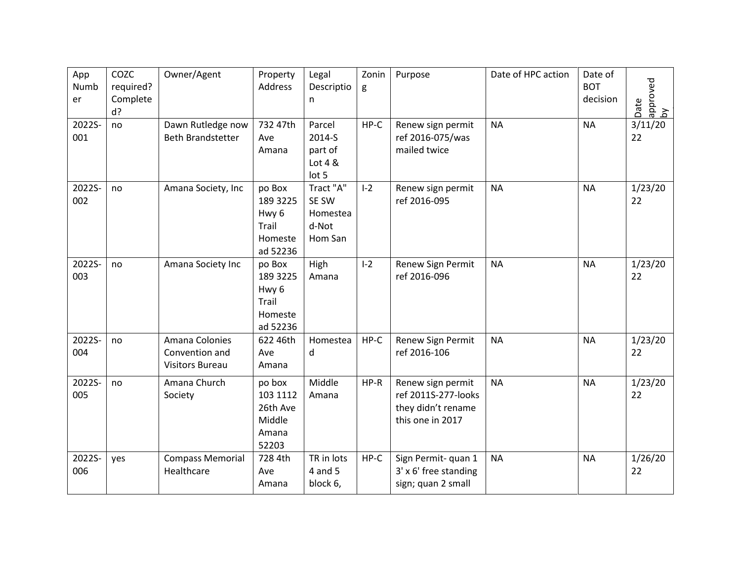| App Number | COZC required? Completed? | Owner/Agent | Property Address | Legal Description | Zoning | Purpose | Date of HPC action | Date of BOT decision | Date approved by |
|---|---|---|---|---|---|---|---|---|---|
| 2022S-001 | no | Dawn Rutledge now Beth Brandstetter | 732 47th Ave Amana | Parcel 2014-S part of Lot 4 & lot 5 | HP-C | Renew sign permit ref 2016-075/was mailed twice | NA | NA | 3/11/2022 |
| 2022S-002 | no | Amana Society, Inc | po Box 189 3225 Hwy 6 Trail Homestead 52236 | Tract "A" SE SW Homestead-Not Hom San | I-2 | Renew sign permit ref 2016-095 | NA | NA | 1/23/2022 |
| 2022S-003 | no | Amana Society Inc | po Box 189 3225 Hwy 6 Trail Homestead 52236 | High Amana | I-2 | Renew Sign Permit ref 2016-096 | NA | NA | 1/23/2022 |
| 2022S-004 | no | Amana Colonies Convention and Visitors Bureau | 622 46th Ave Amana | Homestead | HP-C | Renew Sign Permit ref 2016-106 | NA | NA | 1/23/2022 |
| 2022S-005 | no | Amana Church Society | po box 103 1112 26th Ave Middle Amana 52203 | Middle Amana | HP-R | Renew sign permit ref 2011S-277-looks they didn't rename this one in 2017 | NA | NA | 1/23/2022 |
| 2022S-006 | yes | Compass Memorial Healthcare | 728 4th Ave Amana | TR in lots 4 and 5 block 6, | HP-C | Sign Permit- quan 1 3' x 6' free standing sign; quan 2 small | NA | NA | 1/26/2022 |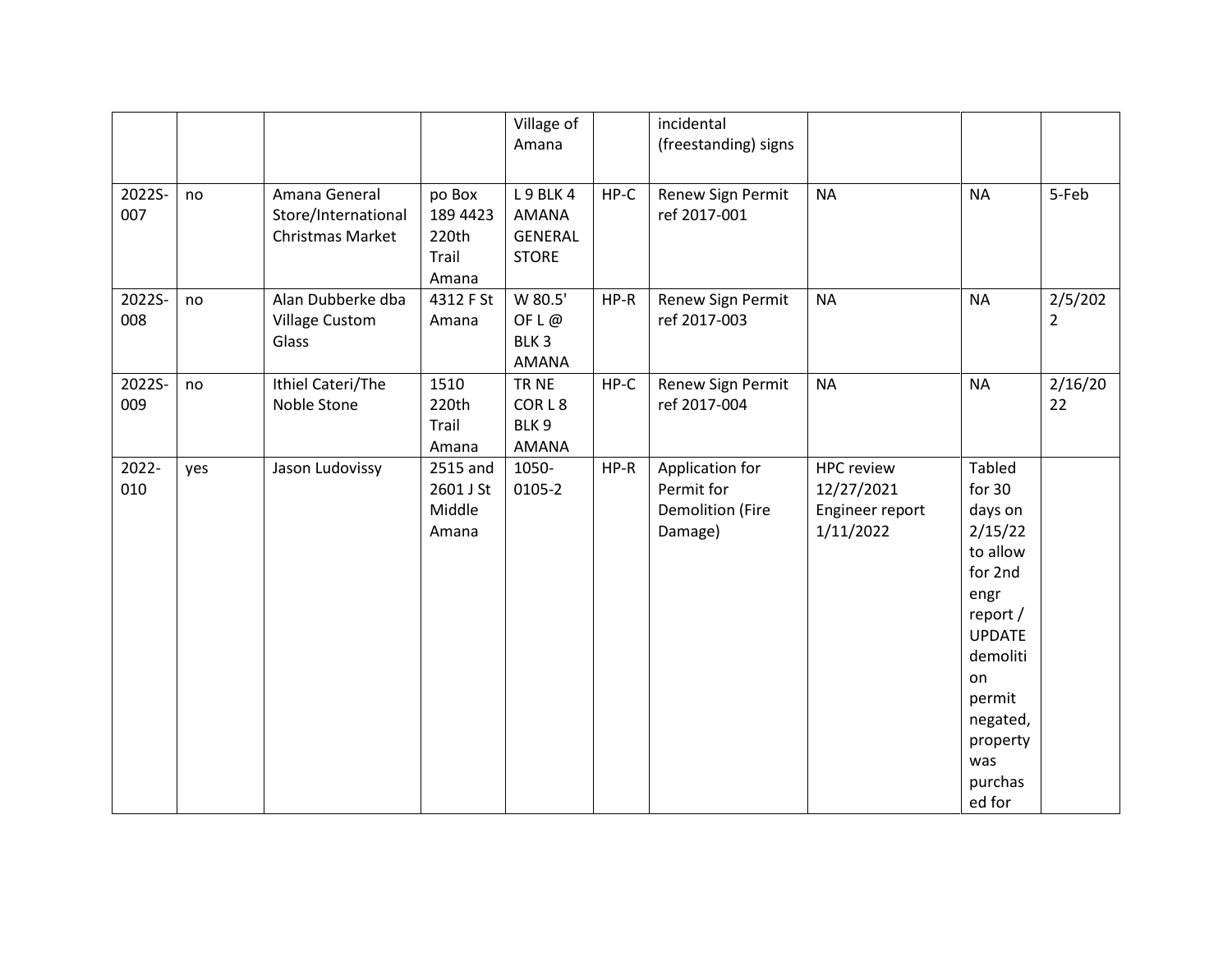| | | | | Village of Amana | | incidental (freestanding) signs | | | |
|---|---|---|---|---|---|---|---|---|---|
| 2022S-007 | no | Amana General Store/International Christmas Market | po Box 189 4423 220th Trail Amana | L 9 BLK 4 AMANA GENERAL STORE | HP-C | Renew Sign Permit ref 2017-001 | NA | NA | 5-Feb |
| 2022S-008 | no | Alan Dubberke dba Village Custom Glass | 4312 F St Amana | W 80.5' OF L @ BLK 3 AMANA | HP-R | Renew Sign Permit ref 2017-003 | NA | NA | 2/5/2022 |
| 2022S-009 | no | Ithiel Cateri/The Noble Stone | 1510 220th Trail Amana | TR NE COR L 8 BLK 9 AMANA | HP-C | Renew Sign Permit ref 2017-004 | NA | NA | 2/16/2022 |
| 2022-010 | yes | Jason Ludovissy | 2515 and 2601 J St Middle Amana | 1050-0105-2 | HP-R | Application for Permit for Demolition (Fire Damage) | HPC review 12/27/2021 Engineer report 1/11/2022 | Tabled for 30 days on 2/15/22 to allow for 2nd engr report / UPDATE demolition permit negated, property was purchased for | |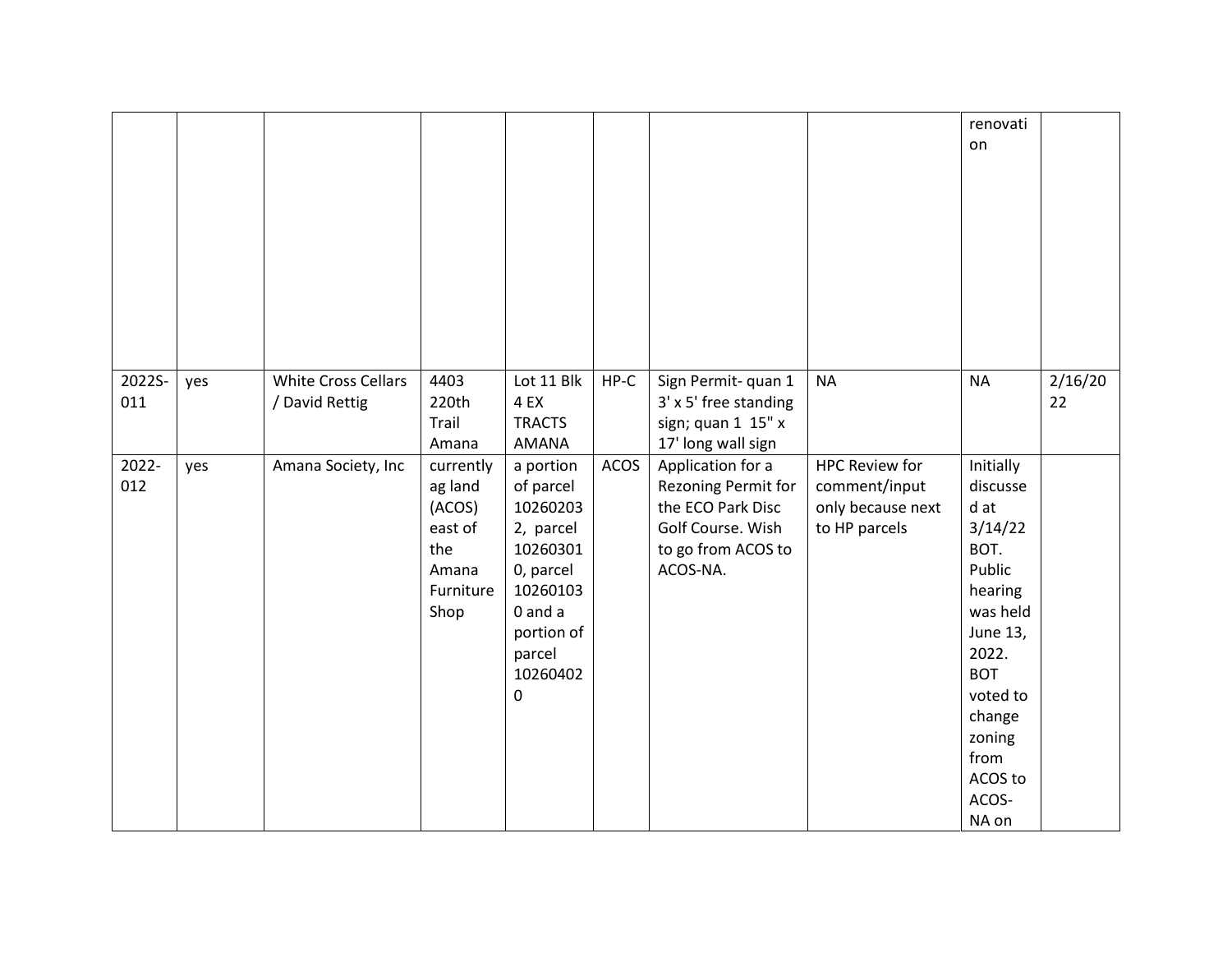| | | | | | | | | | |
|---|---|---|---|---|---|---|---|---|---|
| | | | | | | | | renovation | |
| 2022S-011 | yes | White Cross Cellars / David Rettig | 4403 220th Trail Amana | Lot 11 Blk 4 EX TRACTS AMANA | HP-C | Sign Permit- quan 1 3' x 5' free standing sign; quan 1 15" x 17' long wall sign | NA | NA | 2/16/2022 |
| 2022-012 | yes | Amana Society, Inc | currently ag land (ACOS) east of the Amana Furniture Shop | a portion of parcel 102602032, parcel 102603010, parcel 102601030 and a portion of parcel 102604020 | ACOS | Application for a Rezoning Permit for the ECO Park Disc Golf Course. Wish to go from ACOS to ACOS-NA. | HPC Review for comment/input only because next to HP parcels | Initially discussed at 3/14/22 BOT. Public hearing was held June 13, 2022. BOT voted to change zoning from ACOS to ACOS-NA on | |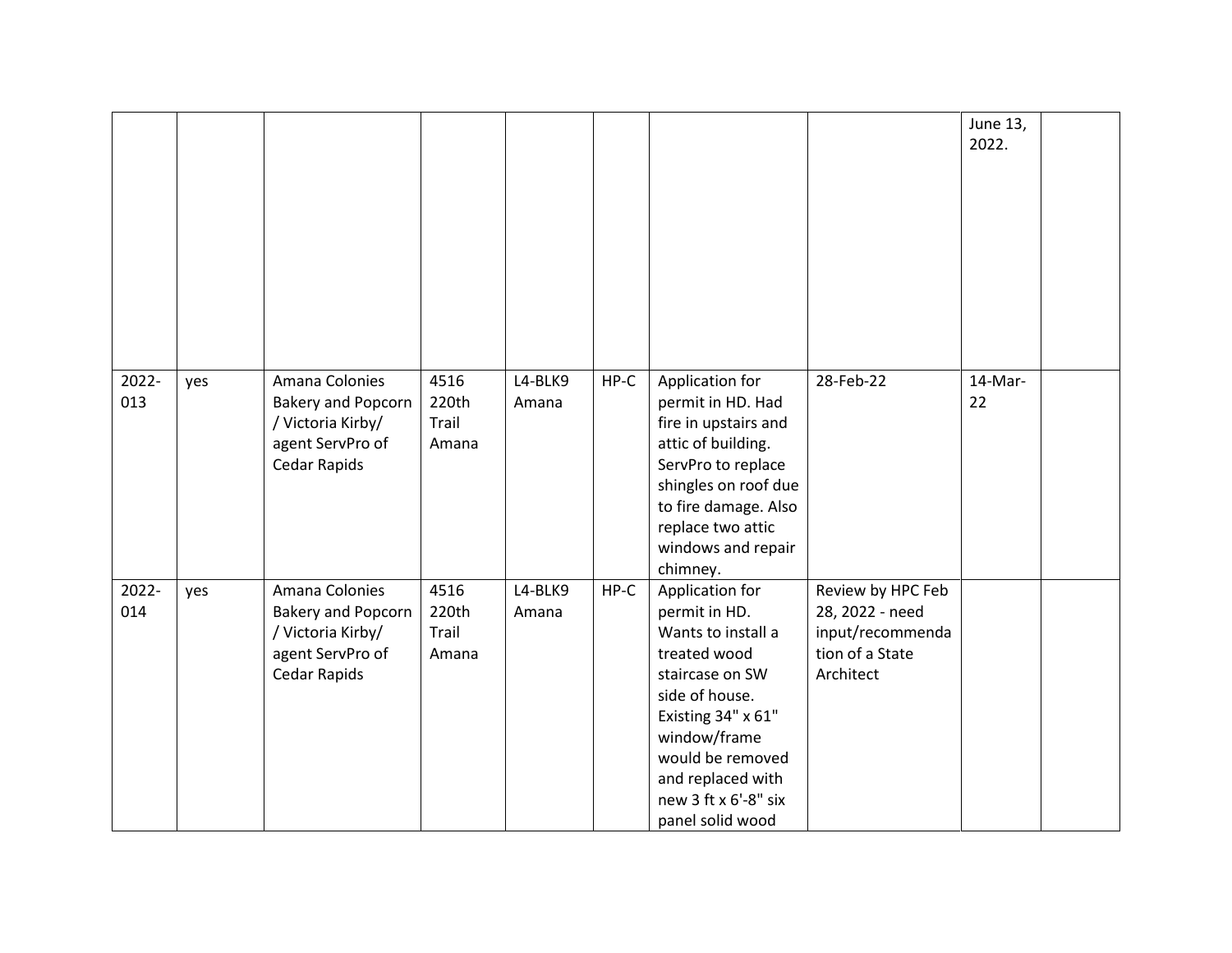| | | | | | | | | | |
|---|---|---|---|---|---|---|---|---|---|
| | | | | | | | | June 13, 2022. | |
| 2022-013 | yes | Amana Colonies Bakery and Popcorn / Victoria Kirby/ agent ServPro of Cedar Rapids | 4516 220th Trail Amana | L4-BLK9 Amana | HP-C | Application for permit in HD. Had fire in upstairs and attic of building. ServPro to replace shingles on roof due to fire damage. Also replace two attic windows and repair chimney. | 28-Feb-22 | 14-Mar-22 | |
| 2022-014 | yes | Amana Colonies Bakery and Popcorn / Victoria Kirby/ agent ServPro of Cedar Rapids | 4516 220th Trail Amana | L4-BLK9 Amana | HP-C | Application for permit in HD. Wants to install a treated wood staircase on SW side of house. Existing 34" x 61" window/frame would be removed and replaced with new 3 ft x 6'-8" six panel solid wood | Review by HPC Feb 28, 2022 - need input/recommendation of a State Architect | | |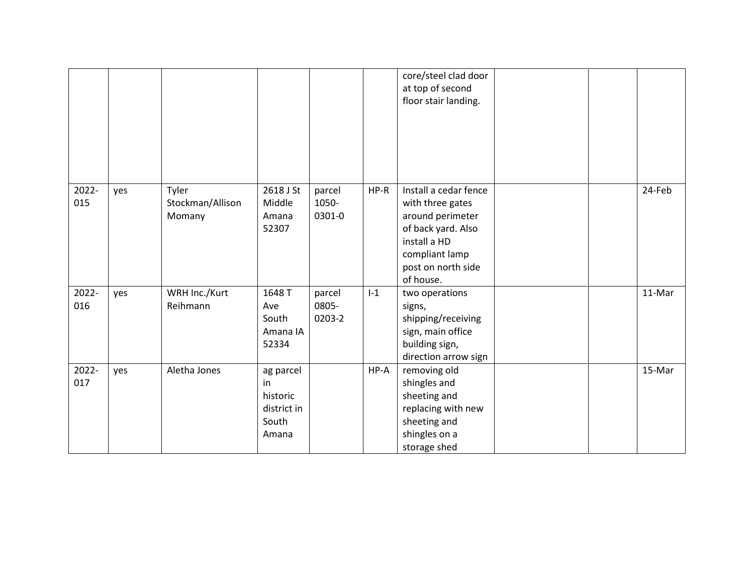|  |  |  |  |  |  |  |  |  |  |
|---|---|---|---|---|---|---|---|---|---|
|  |  |  |  |  |  | core/steel clad door at top of second floor stair landing. |  |  |  |
| 2022-015 | yes | Tyler Stockman/Allison Momany | 2618 J St Middle Amana 52307 | parcel 1050-0301-0 | HP-R | Install a cedar fence with three gates around perimeter of back yard. Also install a HD compliant lamp post on north side of house. |  |  | 24-Feb |
| 2022-016 | yes | WRH Inc./Kurt Reihmann | 1648 T Ave South Amana IA 52334 | parcel 0805-0203-2 | I-1 | two operations signs, shipping/receiving sign, main office building sign, direction arrow sign |  |  | 11-Mar |
| 2022-017 | yes | Aletha Jones | ag parcel in historic district in South Amana |  | HP-A | removing old shingles and sheeting and replacing with new sheeting and shingles on a storage shed |  |  | 15-Mar |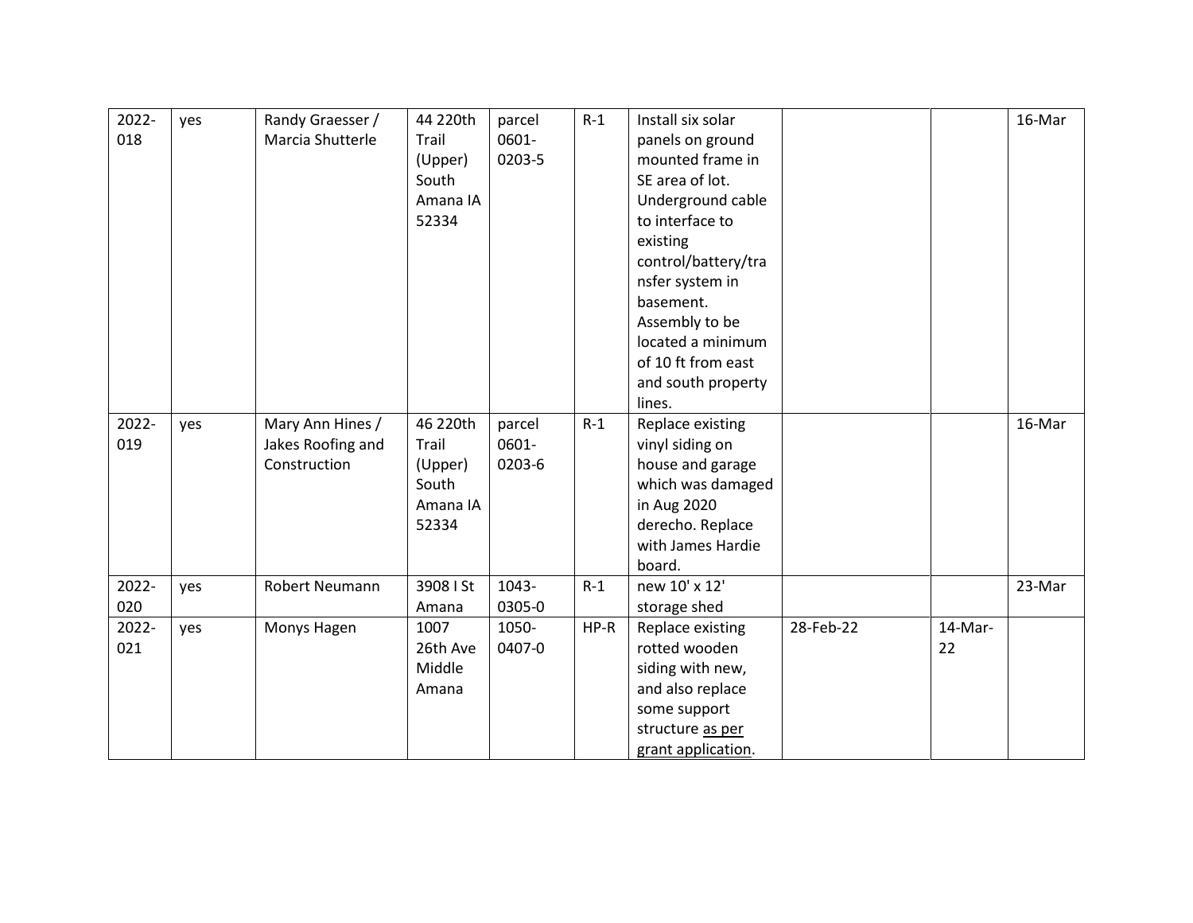| | | | | | | | | | |
|---|---|---|---|---|---|---|---|---|---|
| 2022-018 | yes | Randy Graesser / Marcia Shutterle | 44 220th Trail (Upper) South Amana IA 52334 | parcel 0601-0203-5 | R-1 | Install six solar panels on ground mounted frame in SE area of lot. Underground cable to interface to existing control/battery/transfer system in basement. Assembly to be located a minimum of 10 ft from east and south property lines. | | | 16-Mar |
| 2022-019 | yes | Mary Ann Hines / Jakes Roofing and Construction | 46 220th Trail (Upper) South Amana IA 52334 | parcel 0601-0203-6 | R-1 | Replace existing vinyl siding on house and garage which was damaged in Aug 2020 derecho. Replace with James Hardie board. | | | 16-Mar |
| 2022-020 | yes | Robert Neumann | 3908 I St Amana | 1043-0305-0 | R-1 | new 10' x 12' storage shed | | | 23-Mar |
| 2022-021 | yes | Monys Hagen | 1007 26th Ave Middle Amana | 1050-0407-0 | HP-R | Replace existing rotted wooden siding with new, and also replace some support structure as per grant application. | 28-Feb-22 | 14-Mar-22 | |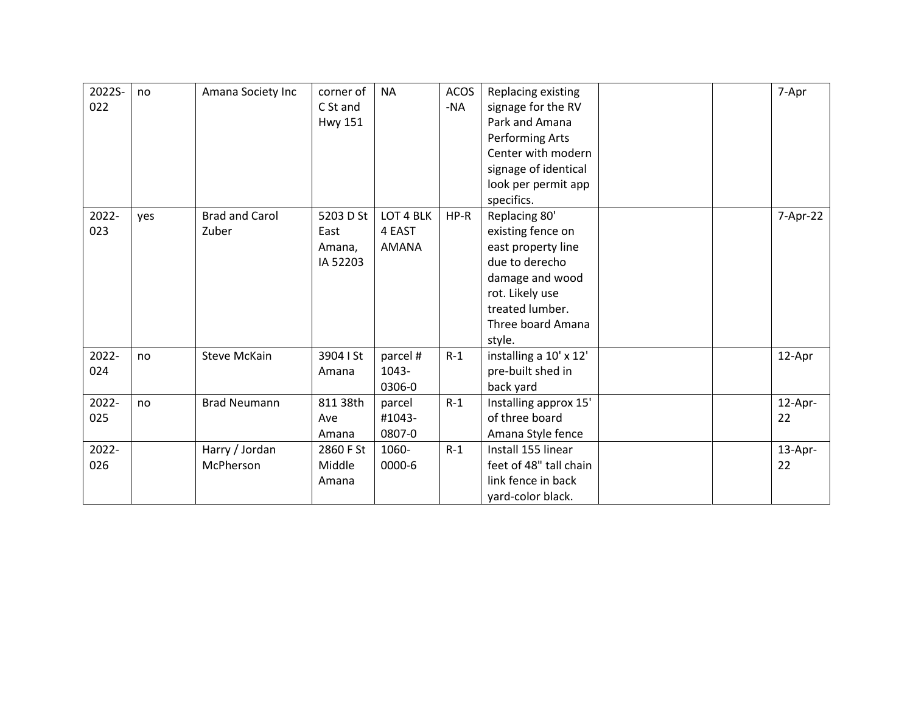| | | | | | | | | | |
|---|---|---|---|---|---|---|---|---|---|
| 2022S-022 | no | Amana Society Inc | corner of C St and Hwy 151 | NA | ACOS -NA | Replacing existing signage for the RV Park and Amana Performing Arts Center with modern signage of identical look per permit app specifics. | | | 7-Apr |
| 2022-023 | yes | Brad and Carol Zuber | 5203 D St East Amana, IA 52203 | LOT 4 BLK 4 EAST AMANA | HP-R | Replacing 80' existing fence on east property line due to derecho damage and wood rot. Likely use treated lumber. Three board Amana style. | | | 7-Apr-22 |
| 2022-024 | no | Steve McKain | 3904 I St Amana | parcel # 1043-0306-0 | R-1 | installing a 10' x 12' pre-built shed in back yard | | | 12-Apr |
| 2022-025 | no | Brad Neumann | 811 38th Ave Amana | parcel #1043-0807-0 | R-1 | Installing approx 15' of three board Amana Style fence | | | 12-Apr-22 |
| 2022-026 | | Harry / Jordan McPherson | 2860 F St Middle Amana | 1060-0000-6 | R-1 | Install 155 linear feet of 48" tall chain link fence in back yard-color black. | | | 13-Apr-22 |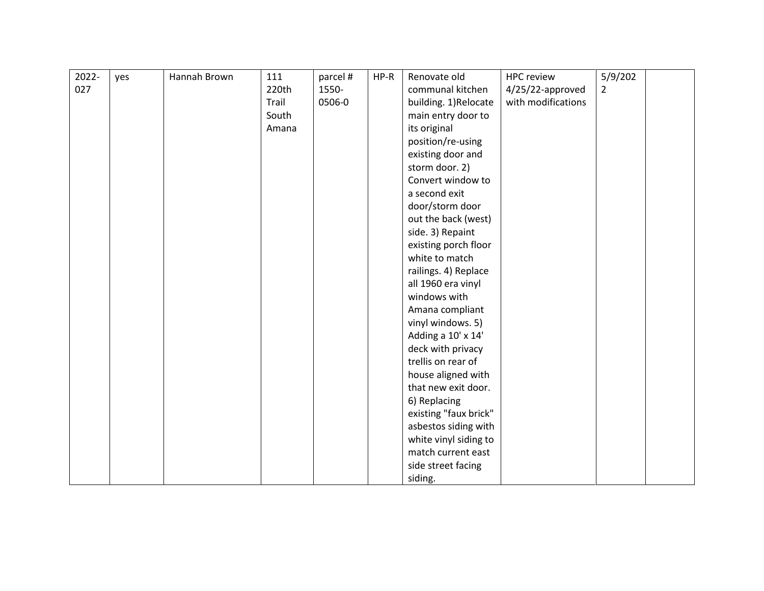| | | | | | | | | | |
|---|---|---|---|---|---|---|---|---|---|
| 2022-027 | yes | Hannah Brown | 111 220th Trail South Amana | parcel # 1550-0506-0 | HP-R | Renovate old communal kitchen building. 1)Relocate main entry door to its original position/re-using existing door and storm door. 2) Convert window to a second exit door/storm door out the back (west) side. 3) Repaint existing porch floor white to match railings. 4) Replace all 1960 era vinyl windows with Amana compliant vinyl windows. 5) Adding a 10' x 14' deck with privacy trellis on rear of house aligned with that new exit door. 6) Replacing existing "faux brick" asbestos siding with white vinyl siding to match current east side street facing siding. | HPC review 4/25/22-approved with modifications | 5/9/2022 | |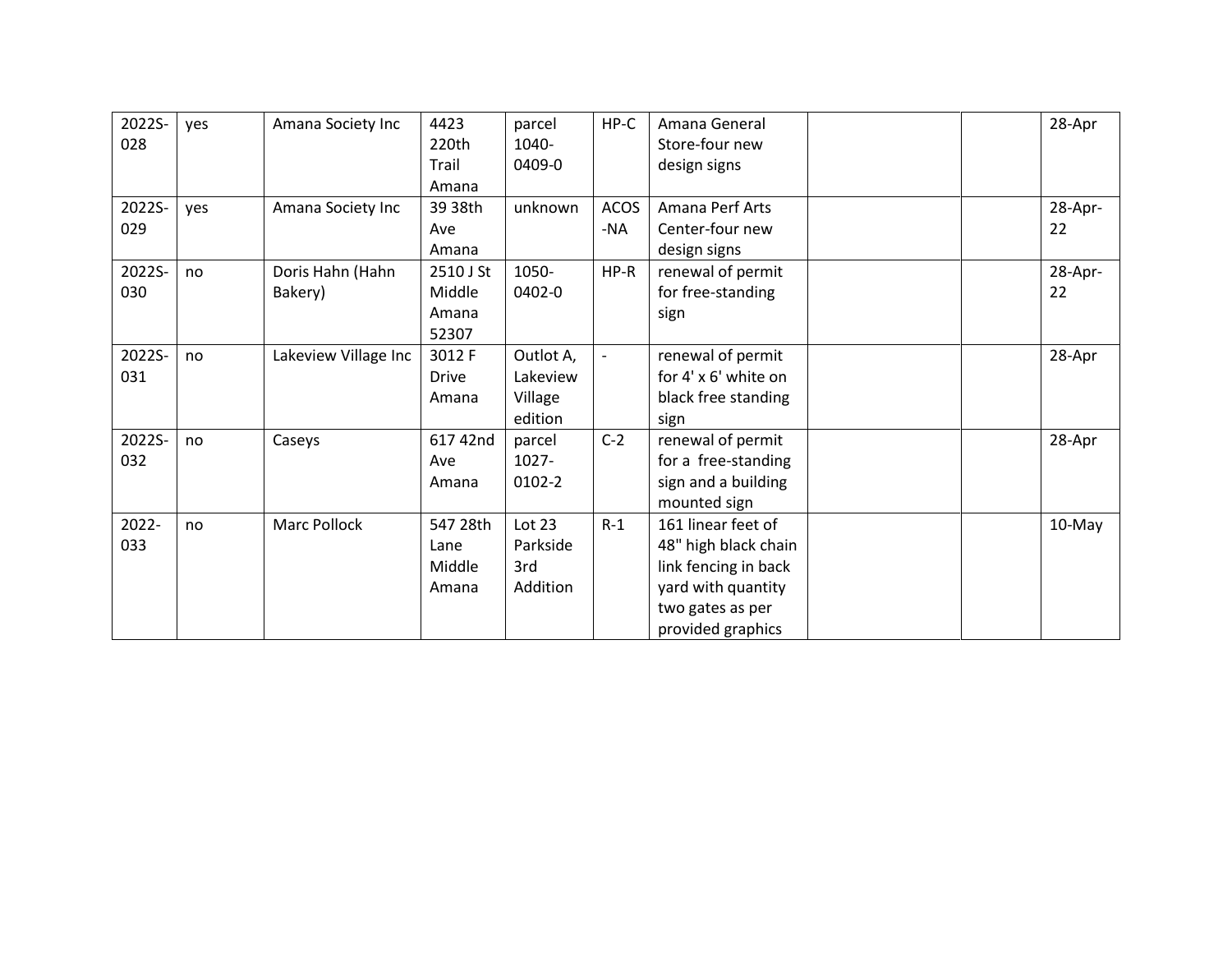| | | | | | | | | | |
|---|---|---|---|---|---|---|---|---|---|
| 2022S-028 | yes | Amana Society Inc | 4423 220th Trail Amana | parcel 1040-0409-0 | HP-C | Amana General Store-four new design signs | | | 28-Apr |
| 2022S-029 | yes | Amana Society Inc | 39 38th Ave Amana | unknown | ACOS-NA | Amana Perf Arts Center-four new design signs | | | 28-Apr-22 |
| 2022S-030 | no | Doris Hahn (Hahn Bakery) | 2510 J St Middle Amana 52307 | 1050-0402-0 | HP-R | renewal of permit for free-standing sign | | | 28-Apr-22 |
| 2022S-031 | no | Lakeview Village Inc | 3012 F Drive Amana | Outlot A, Lakeview Village edition | - | renewal of permit for 4' x 6' white on black free standing sign | | | 28-Apr |
| 2022S-032 | no | Caseys | 617 42nd Ave Amana | parcel 1027-0102-2 | C-2 | renewal of permit for a free-standing sign and a building mounted sign | | | 28-Apr |
| 2022-033 | no | Marc Pollock | 547 28th Lane Middle Amana | Lot 23 Parkside 3rd Addition | R-1 | 161 linear feet of 48" high black chain link fencing in back yard with quantity two gates as per provided graphics | | | 10-May |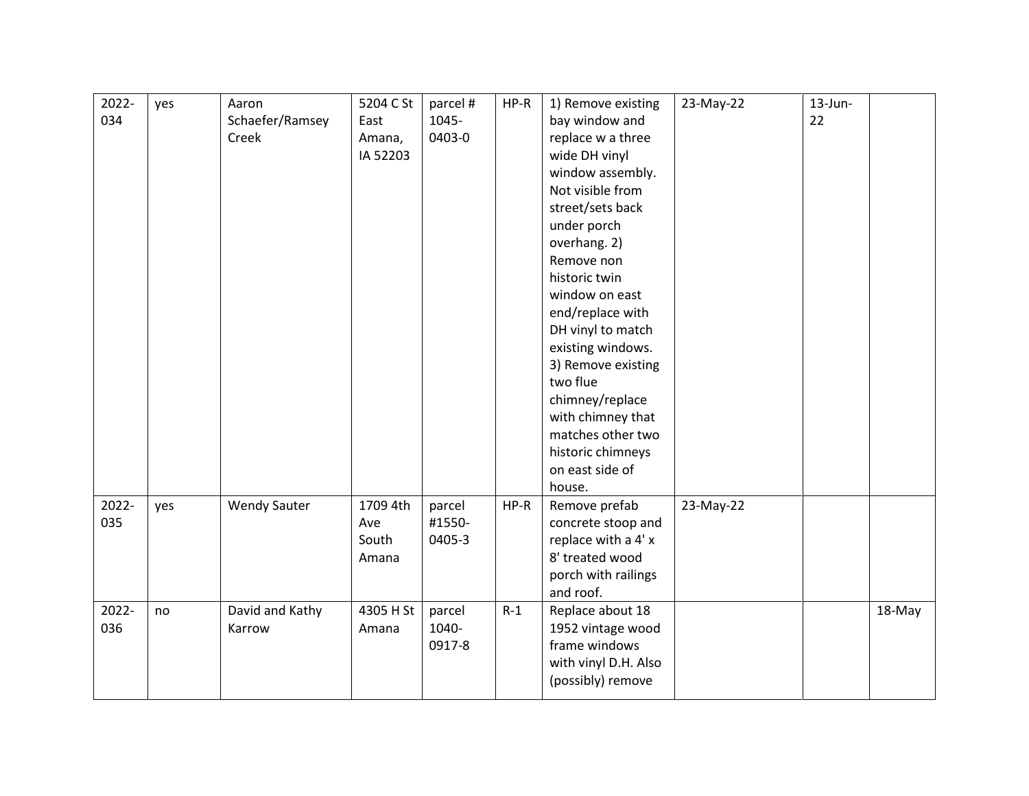| | | | | | | | | | |
|---|---|---|---|---|---|---|---|---|---|
| 2022-034 | yes | Aaron Schaefer/Ramsey Creek | 5204 C St East Amana, IA 52203 | parcel # 1045-0403-0 | HP-R | 1) Remove existing bay window and replace w a three wide DH vinyl window assembly. Not visible from street/sets back under porch overhang. 2) Remove non historic twin window on east end/replace with DH vinyl to match existing windows. 3) Remove existing two flue chimney/replace with chimney that matches other two historic chimneys on east side of house. | 23-May-22 | 13-Jun-22 | |
| 2022-035 | yes | Wendy Sauter | 1709 4th Ave South Amana | parcel #1550-0405-3 | HP-R | Remove prefab concrete stoop and replace with a 4' x 8' treated wood porch with railings and roof. | 23-May-22 | | |
| 2022-036 | no | David and Kathy Karrow | 4305 H St Amana | parcel 1040-0917-8 | R-1 | Replace about 18 1952 vintage wood frame windows with vinyl D.H. Also (possibly) remove | | | 18-May |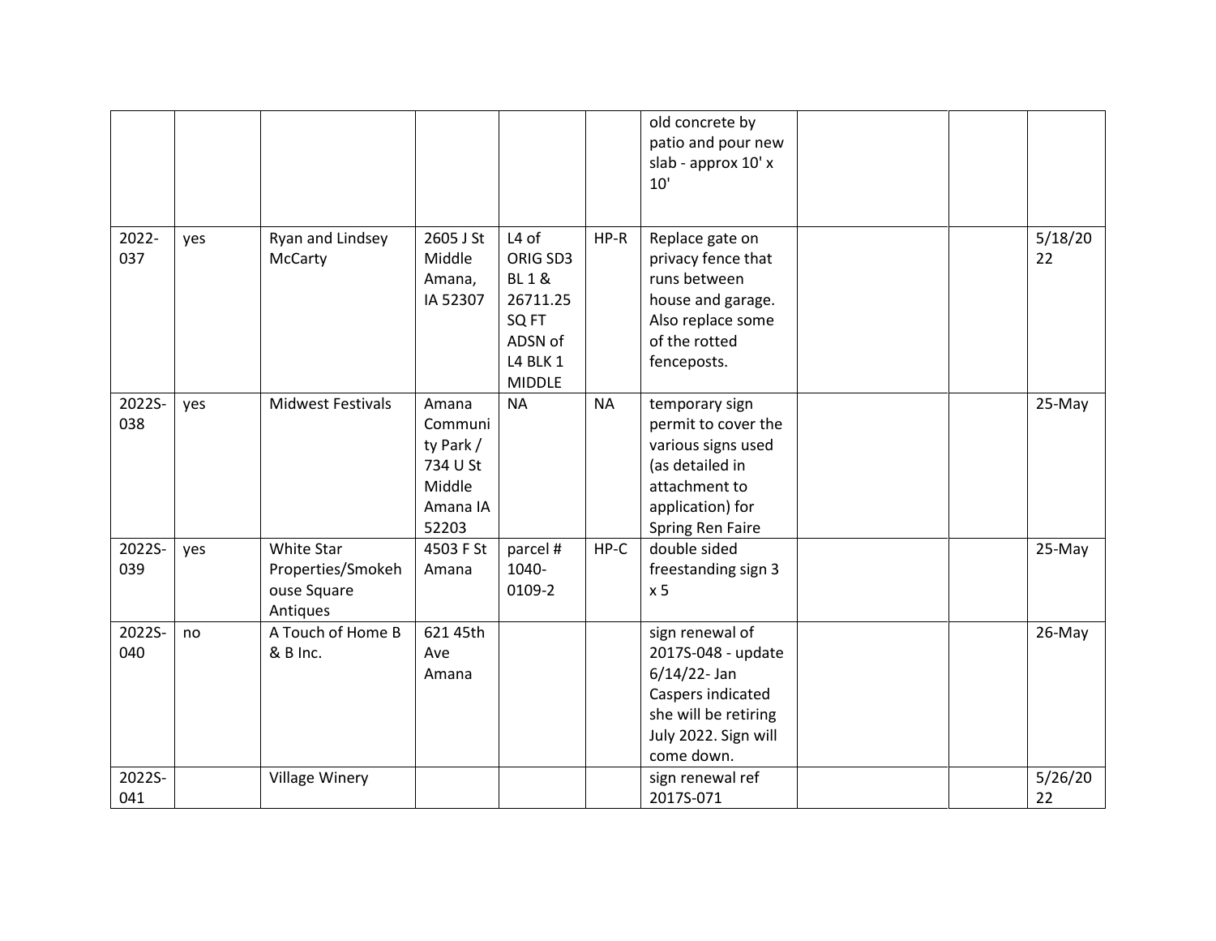|  |  |  |  |  |  |  |  |  |  |
|---|---|---|---|---|---|---|---|---|---|
|  |  |  |  |  |  | old concrete by patio and pour new slab - approx 10' x 10' |  |  |  |
| 2022-037 | yes | Ryan and Lindsey McCarty | 2605 J St Middle Amana, IA 52307 | L4 of ORIG SD3 BL 1 & 26711.25 SQ FT ADSN of L4 BLK 1 MIDDLE | HP-R | Replace gate on privacy fence that runs between house and garage. Also replace some of the rotted fenceposts. |  |  | 5/18/2022 |
| 2022S-038 | yes | Midwest Festivals | Amana Community Park / 734 U St Middle Amana IA 52203 | NA | NA | temporary sign permit to cover the various signs used (as detailed in attachment to application) for Spring Ren Faire |  |  | 25-May |
| 2022S-039 | yes | White Star Properties/Smokehouse Square Antiques | 4503 F St Amana | parcel # 1040-0109-2 | HP-C | double sided freestanding sign 3 x 5 |  |  | 25-May |
| 2022S-040 | no | A Touch of Home B & B Inc. | 621 45th Ave Amana |  |  | sign renewal of 2017S-048 - update 6/14/22- Jan Caspers indicated she will be retiring July 2022. Sign will come down. |  |  | 26-May |
| 2022S-041 |  | Village Winery |  |  |  | sign renewal ref 2017S-071 |  |  | 5/26/2022 |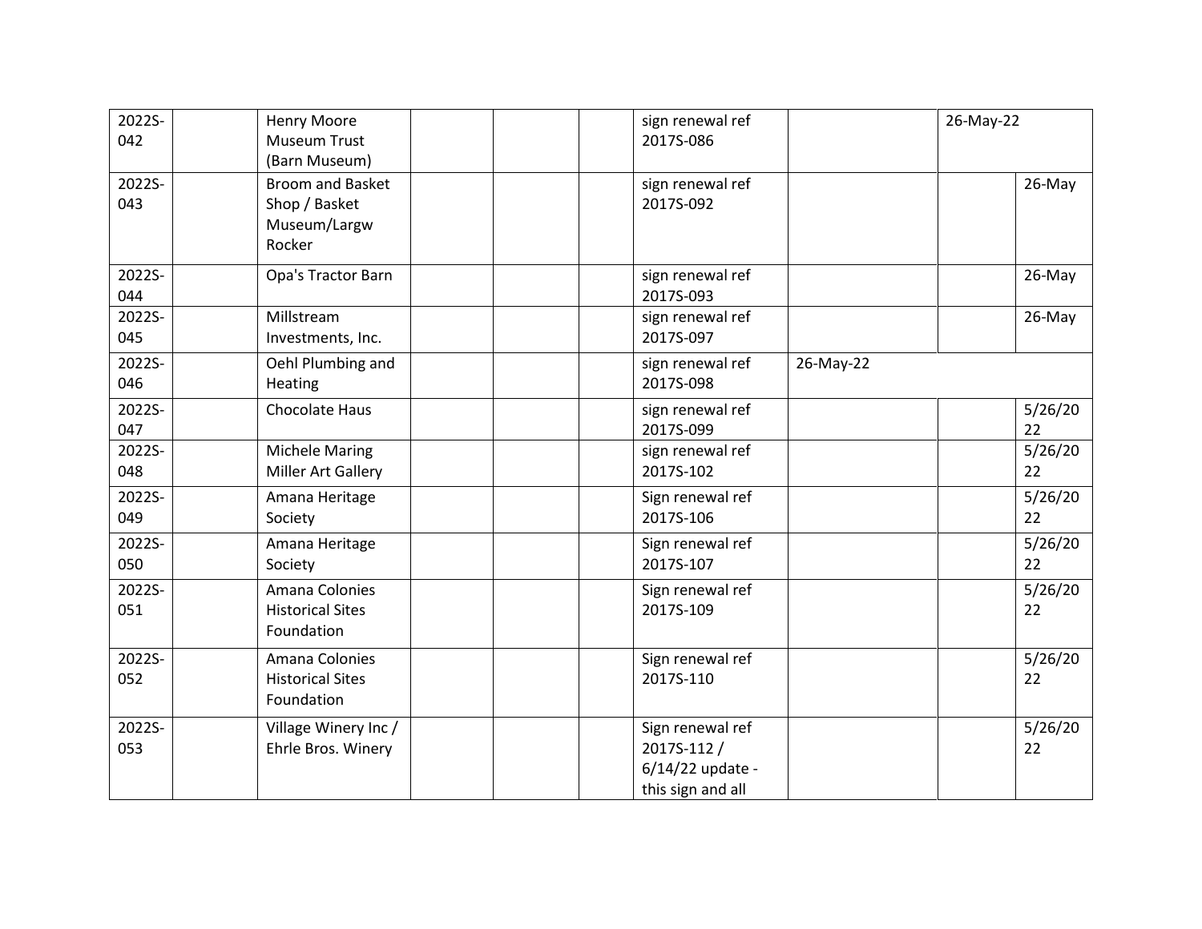| | | | | | | | | | |
|---|---|---|---|---|---|---|---|---|---|
| 2022S-042 | | Henry Moore Museum Trust (Barn Museum) | | | | sign renewal ref 2017S-086 | | 26-May-22 | |
| 2022S-043 | | Broom and Basket Shop / Basket Museum/Largw Rocker | | | | sign renewal ref 2017S-092 | | | 26-May |
| 2022S-044 | | Opa's Tractor Barn | | | | sign renewal ref 2017S-093 | | | 26-May |
| 2022S-045 | | Millstream Investments, Inc. | | | | sign renewal ref 2017S-097 | | | 26-May |
| 2022S-046 | | Oehl Plumbing and Heating | | | | sign renewal ref 2017S-098 | 26-May-22 | | |
| 2022S-047 | | Chocolate Haus | | | | sign renewal ref 2017S-099 | | | 5/26/2022 |
| 2022S-048 | | Michele Maring Miller Art Gallery | | | | sign renewal ref 2017S-102 | | | 5/26/2022 |
| 2022S-049 | | Amana Heritage Society | | | | Sign renewal ref 2017S-106 | | | 5/26/2022 |
| 2022S-050 | | Amana Heritage Society | | | | Sign renewal ref 2017S-107 | | | 5/26/2022 |
| 2022S-051 | | Amana Colonies Historical Sites Foundation | | | | Sign renewal ref 2017S-109 | | | 5/26/2022 |
| 2022S-052 | | Amana Colonies Historical Sites Foundation | | | | Sign renewal ref 2017S-110 | | | 5/26/2022 |
| 2022S-053 | | Village Winery Inc / Ehrle Bros. Winery | | | | Sign renewal ref 2017S-112 / 6/14/22 update - this sign and all | | | 5/26/2022 |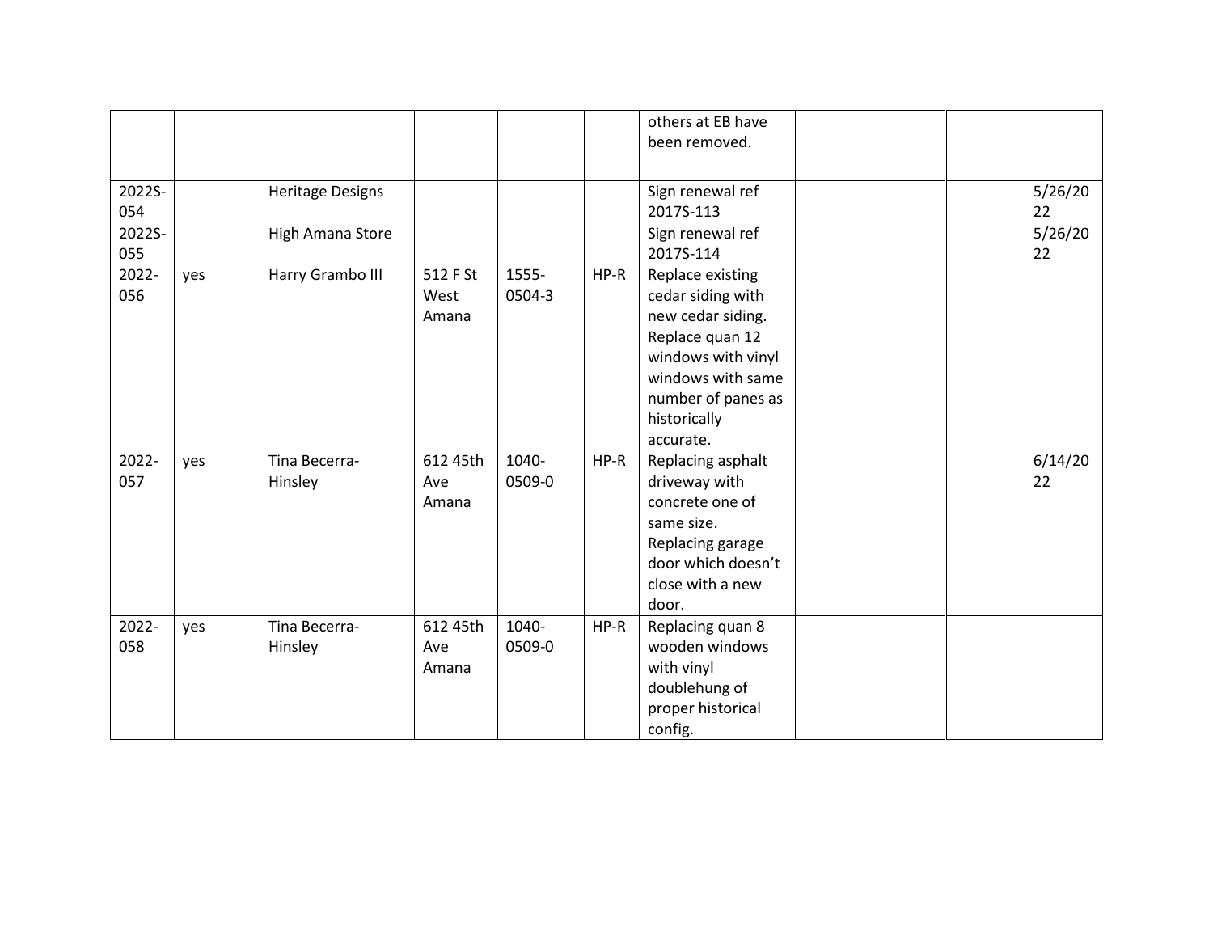| | | | | | | | | | |
|---|---|---|---|---|---|---|---|---|---|
| | | | | | | others at EB have been removed. | | | |
| 2022S-054 | | Heritage Designs | | | | Sign renewal ref 2017S-113 | | | 5/26/2022 |
| 2022S-055 | | High Amana Store | | | | Sign renewal ref 2017S-114 | | | 5/26/2022 |
| 2022-056 | yes | Harry Grambo III | 512 F St West Amana | 1555-0504-3 | HP-R | Replace existing cedar siding with new cedar siding. Replace quan 12 windows with vinyl windows with same number of panes as historically accurate. | | | |
| 2022-057 | yes | Tina Becerra-Hinsley | 612 45th Ave Amana | 1040-0509-0 | HP-R | Replacing asphalt driveway with concrete one of same size. Replacing garage door which doesn't close with a new door. | | | 6/14/2022 |
| 2022-058 | yes | Tina Becerra-Hinsley | 612 45th Ave Amana | 1040-0509-0 | HP-R | Replacing quan 8 wooden windows with vinyl doublehung of proper historical config. | | | |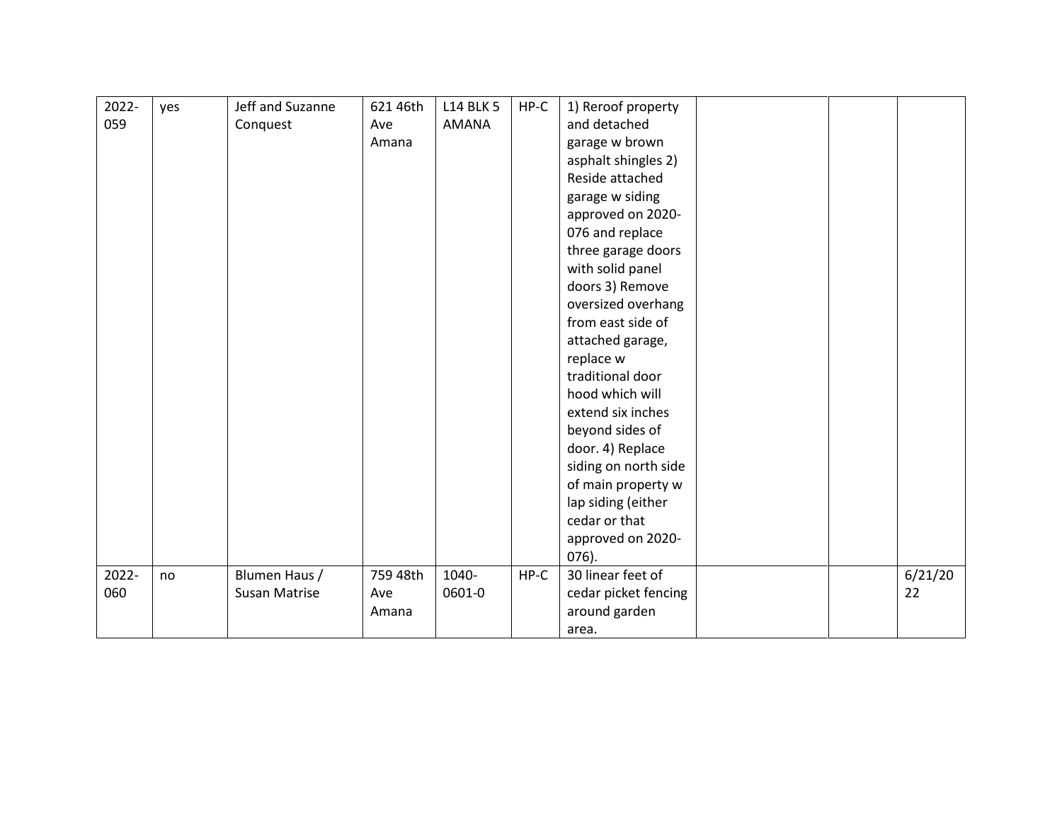| | | | | | | | | | |
|---|---|---|---|---|---|---|---|---|---|
| 2022-059 | yes | Jeff and Suzanne Conquest | 621 46th Ave Amana | L14 BLK 5 AMANA | HP-C | 1) Reroof property and detached garage w brown asphalt shingles 2) Reside attached garage w siding approved on 2020-076 and replace three garage doors with solid panel doors 3) Remove oversized overhang from east side of attached garage, replace w traditional door hood which will extend six inches beyond sides of door. 4) Replace siding on north side of main property w lap siding (either cedar or that approved on 2020-076). | | | |
| 2022-060 | no | Blumen Haus / Susan Matrise | 759 48th Ave Amana | 1040-0601-0 | HP-C | 30 linear feet of cedar picket fencing around garden area. | | | 6/21/2022 |